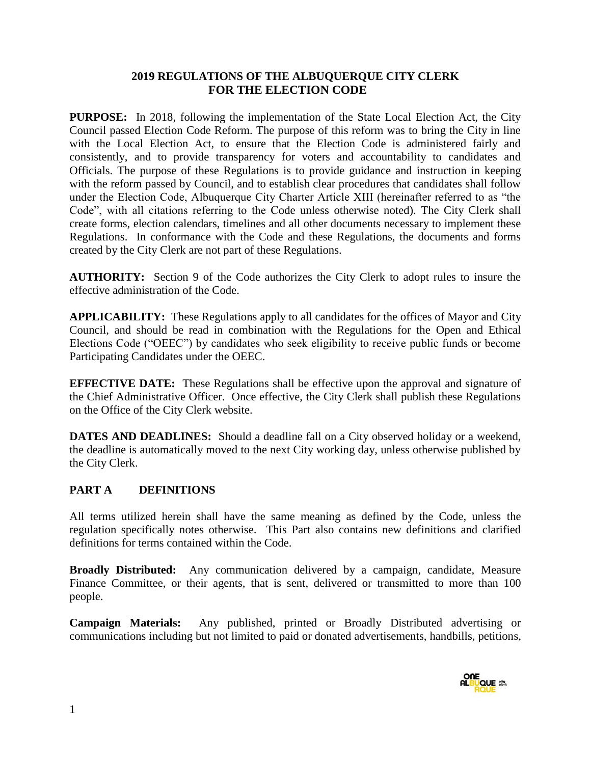# 2019 REGULATIONS OF THE ALBUQUERQUE CITY CLERK FOR THE ELECTION CODE

**PURPOSE:** In 2018, following the implementation of the State Local Election Act, the City Council passed Election Code Reform. The purpose of this reform was to bring the City in line with the Local Election Act, to ensure that the Election Code is administered fairly and consistently, and to provide transparency for voters and accountability to candidates and Officials. The purpose of these Regulations is to provide guidance and instruction in keeping with the reform passed by Council, and to establish clear procedures that candidates shall follow under the Election Code, Albuquerque City Charter Article XIII (hereinafter referred to as "the Code", with all citations referring to the Code unless otherwise noted). The City Clerk shall create forms, election calendars, timelines and all other documents necessary to implement these Regulations. In conformance with the Code and these Regulations, the documents and forms created by the City Clerk are not part of these Regulations.

**AUTHORITY:** Section 9 of the Code authorizes the City Clerk to adopt rules to insure the effective administration of the Code.

**APPLICABILITY:** These Regulations apply to all candidates for the offices of Mayor and City Council, and should be read in combination with the Regulations for the Open and Ethical Elections Code ("OEEC") by candidates who seek eligibility to receive public funds or become Participating Candidates under the OEEC.

**EFFECTIVE DATE:** These Regulations shall be effective upon the approval and signature of the Chief Administrative Officer. Once effective, the City Clerk shall publish these Regulations on the Office of the City Clerk website.

**DATES AND DEADLINES:** Should a deadline fall on a City observed holiday or a weekend, the deadline is automatically moved to the next City working day, unless otherwise published by the City Clerk.

## PART A DEFINITIONS

All terms utilized herein shall have the same meaning as defined by the Code, unless the regulation specifically notes otherwise. This Part also contains new definitions and clarified definitions for terms contained within the Code.

**Broadly Distributed:** Any communication delivered by a campaign, candidate, Measure Finance Committee, or their agents, that is sent, delivered or transmitted to more than 100 people.

**Campaign Materials:** Any published, printed or Broadly Distributed advertising or communications including but not limited to paid or donated advertisements, handbills, petitions,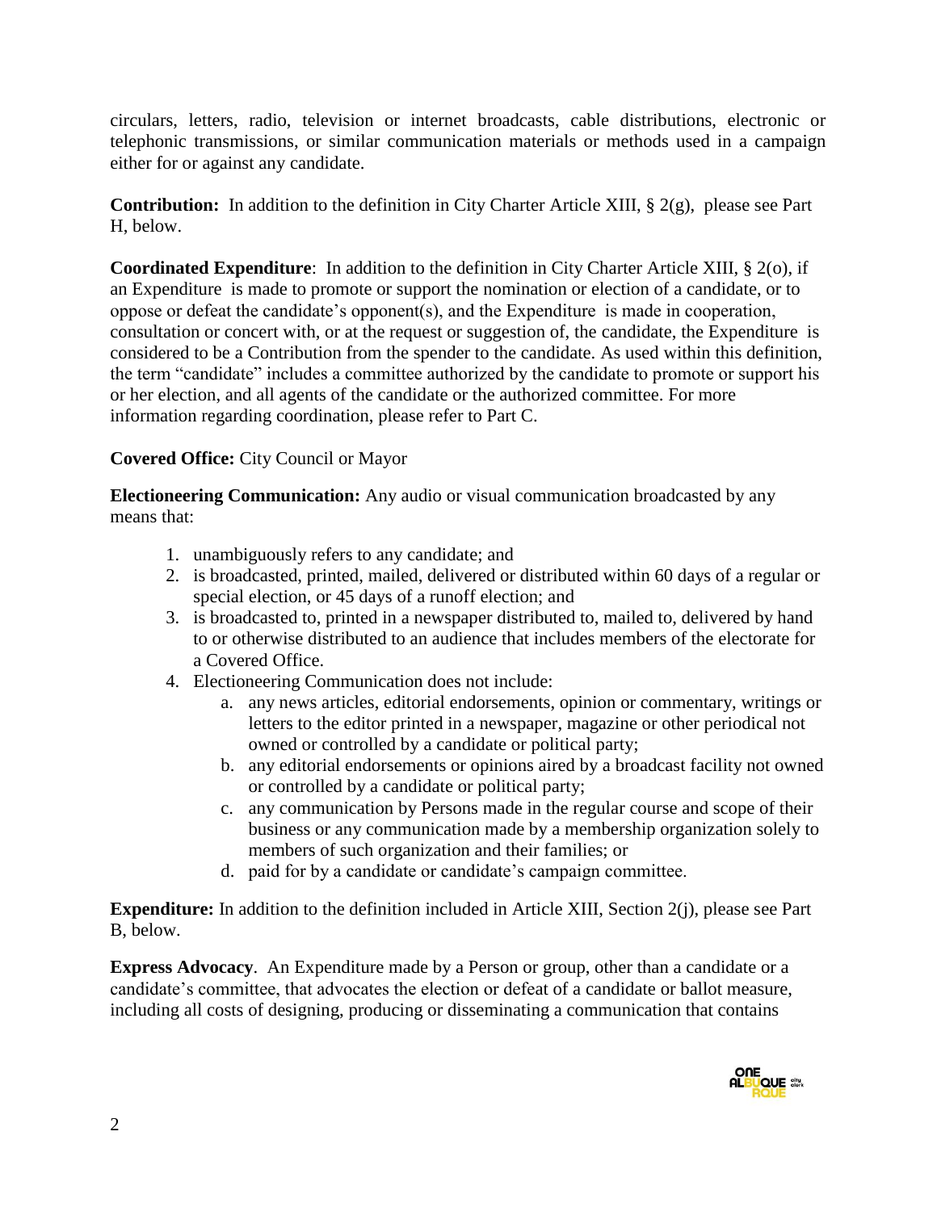circulars, letters, radio, television or internet broadcasts, cable distributions, electronic or telephonic transmissions, or similar communication materials or methods used in a campaign either for or against any candidate.

**Contribution:** In addition to the definition in City Charter Article XIII, § 2(g), please see Part H, below.

**Coordinated Expenditure**: In addition to the definition in City Charter Article XIII, § 2(o), if an Expenditure is made to promote or support the nomination or election of a candidate, or to oppose or defeat the candidate's opponent(s), and the Expenditure is made in cooperation, consultation or concert with, or at the request or suggestion of, the candidate, the Expenditure is considered to be a Contribution from the spender to the candidate. As used within this definition, the term "candidate" includes a committee authorized by the candidate to promote or support his or her election, and all agents of the candidate or the authorized committee. For more information regarding coordination, please refer to Part C.

**Covered Office:** City Council or Mayor

**Electioneering Communication:** Any audio or visual communication broadcasted by any means that:

1. unambiguously refers to any candidate; and
2. is broadcasted, printed, mailed, delivered or distributed within 60 days of a regular or special election, or 45 days of a runoff election; and
3. is broadcasted to, printed in a newspaper distributed to, mailed to, delivered by hand to or otherwise distributed to an audience that includes members of the electorate for a Covered Office.
4. Electioneering Communication does not include:
   a. any news articles, editorial endorsements, opinion or commentary, writings or letters to the editor printed in a newspaper, magazine or other periodical not owned or controlled by a candidate or political party;
   b. any editorial endorsements or opinions aired by a broadcast facility not owned or controlled by a candidate or political party;
   c. any communication by Persons made in the regular course and scope of their business or any communication made by a membership organization solely to members of such organization and their families; or
   d. paid for by a candidate or candidate's campaign committee.

**Expenditure:** In addition to the definition included in Article XIII, Section 2(j), please see Part B, below.

**Express Advocacy**. An Expenditure made by a Person or group, other than a candidate or a candidate's committee, that advocates the election or defeat of a candidate or ballot measure, including all costs of designing, producing or disseminating a communication that contains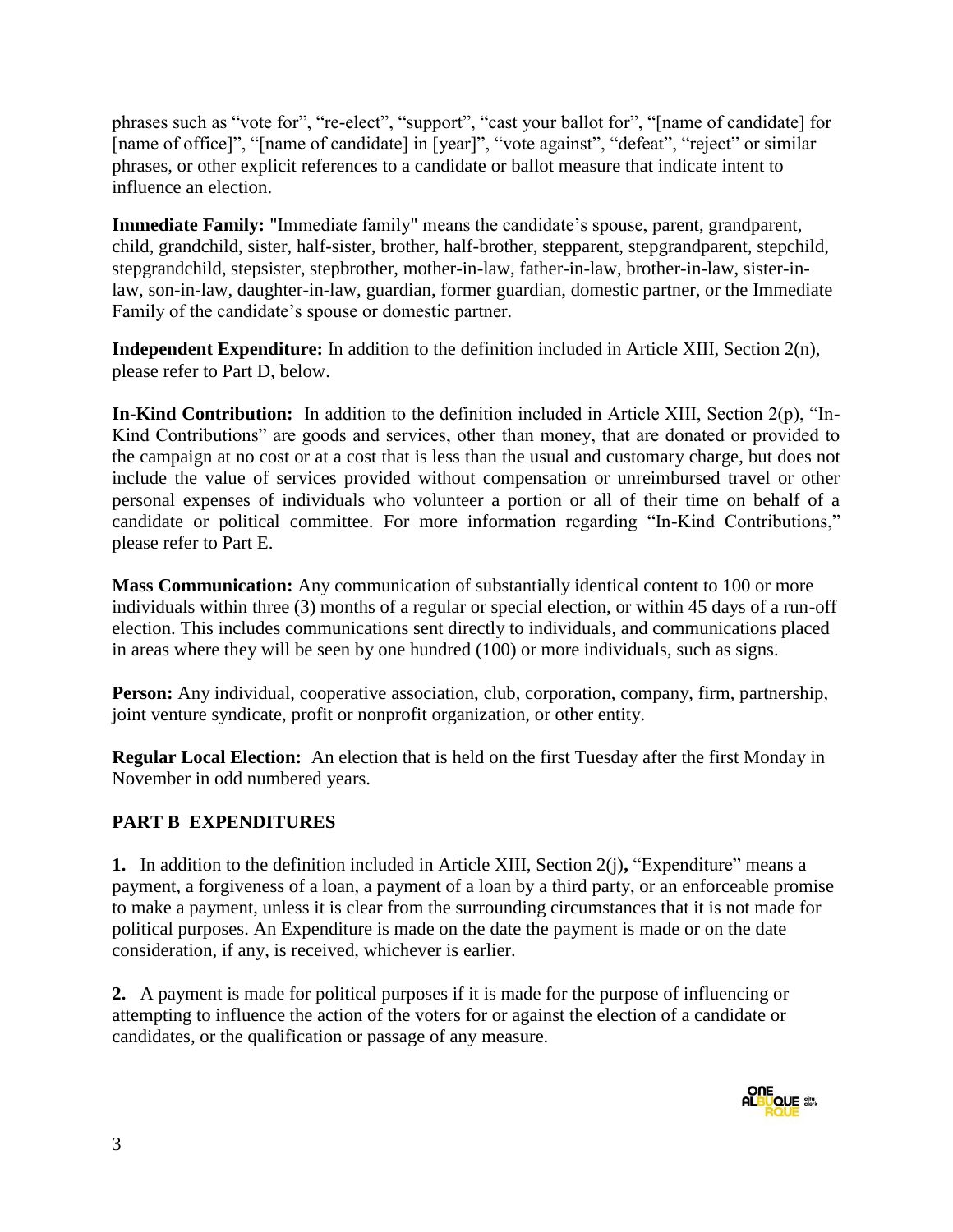phrases such as "vote for", "re-elect", "support", "cast your ballot for", "[name of candidate] for [name of office]", "[name of candidate] in [year]", "vote against", "defeat", "reject" or similar phrases, or other explicit references to a candidate or ballot measure that indicate intent to influence an election.

**Immediate Family:** "Immediate family" means the candidate's spouse, parent, grandparent, child, grandchild, sister, half-sister, brother, half-brother, stepparent, stepgrandparent, stepchild, stepgrandchild, stepsister, stepbrother, mother-in-law, father-in-law, brother-in-law, sister-in-law, son-in-law, daughter-in-law, guardian, former guardian, domestic partner, or the Immediate Family of the candidate's spouse or domestic partner.

**Independent Expenditure:** In addition to the definition included in Article XIII, Section 2(n), please refer to Part D, below.

**In-Kind Contribution:** In addition to the definition included in Article XIII, Section 2(p), "In-Kind Contributions" are goods and services, other than money, that are donated or provided to the campaign at no cost or at a cost that is less than the usual and customary charge, but does not include the value of services provided without compensation or unreimbursed travel or other personal expenses of individuals who volunteer a portion or all of their time on behalf of a candidate or political committee. For more information regarding "In-Kind Contributions," please refer to Part E.

**Mass Communication:** Any communication of substantially identical content to 100 or more individuals within three (3) months of a regular or special election, or within 45 days of a run-off election. This includes communications sent directly to individuals, and communications placed in areas where they will be seen by one hundred (100) or more individuals, such as signs.

**Person:** Any individual, cooperative association, club, corporation, company, firm, partnership, joint venture syndicate, profit or nonprofit organization, or other entity.

**Regular Local Election:** An election that is held on the first Tuesday after the first Monday in November in odd numbered years.

## PART B EXPENDITURES

**1.** In addition to the definition included in Article XIII, Section 2(j), "Expenditure" means a payment, a forgiveness of a loan, a payment of a loan by a third party, or an enforceable promise to make a payment, unless it is clear from the surrounding circumstances that it is not made for political purposes. An Expenditure is made on the date the payment is made or on the date consideration, if any, is received, whichever is earlier.

**2.** A payment is made for political purposes if it is made for the purpose of influencing or attempting to influence the action of the voters for or against the election of a candidate or candidates, or the qualification or passage of any measure.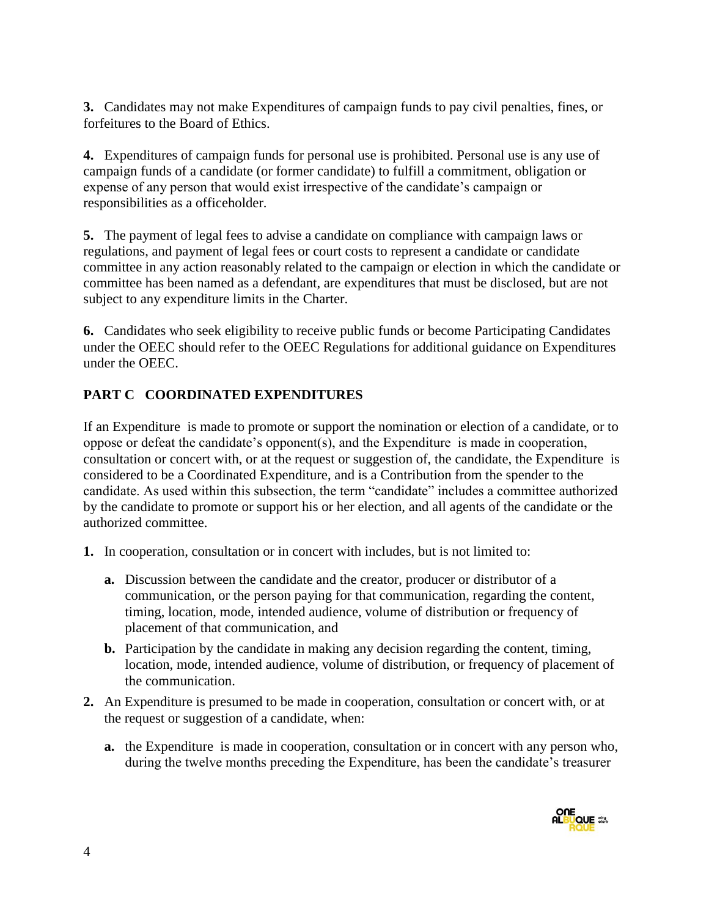**3.** Candidates may not make Expenditures of campaign funds to pay civil penalties, fines, or forfeitures to the Board of Ethics.

**4.** Expenditures of campaign funds for personal use is prohibited. Personal use is any use of campaign funds of a candidate (or former candidate) to fulfill a commitment, obligation or expense of any person that would exist irrespective of the candidate's campaign or responsibilities as a officeholder.

**5.** The payment of legal fees to advise a candidate on compliance with campaign laws or regulations, and payment of legal fees or court costs to represent a candidate or candidate committee in any action reasonably related to the campaign or election in which the candidate or committee has been named as a defendant, are expenditures that must be disclosed, but are not subject to any expenditure limits in the Charter.

**6.** Candidates who seek eligibility to receive public funds or become Participating Candidates under the OEEC should refer to the OEEC Regulations for additional guidance on Expenditures under the OEEC.

## PART C COORDINATED EXPENDITURES

If an Expenditure is made to promote or support the nomination or election of a candidate, or to oppose or defeat the candidate's opponent(s), and the Expenditure is made in cooperation, consultation or concert with, or at the request or suggestion of, the candidate, the Expenditure is considered to be a Coordinated Expenditure, and is a Contribution from the spender to the candidate. As used within this subsection, the term "candidate" includes a committee authorized by the candidate to promote or support his or her election, and all agents of the candidate or the authorized committee.

**1.** In cooperation, consultation or in concert with includes, but is not limited to:

- **a.** Discussion between the candidate and the creator, producer or distributor of a communication, or the person paying for that communication, regarding the content, timing, location, mode, intended audience, volume of distribution or frequency of placement of that communication, and
- **b.** Participation by the candidate in making any decision regarding the content, timing, location, mode, intended audience, volume of distribution, or frequency of placement of the communication.

**2.** An Expenditure is presumed to be made in cooperation, consultation or concert with, or at the request or suggestion of a candidate, when:

- **a.** the Expenditure is made in cooperation, consultation or in concert with any person who, during the twelve months preceding the Expenditure, has been the candidate's treasurer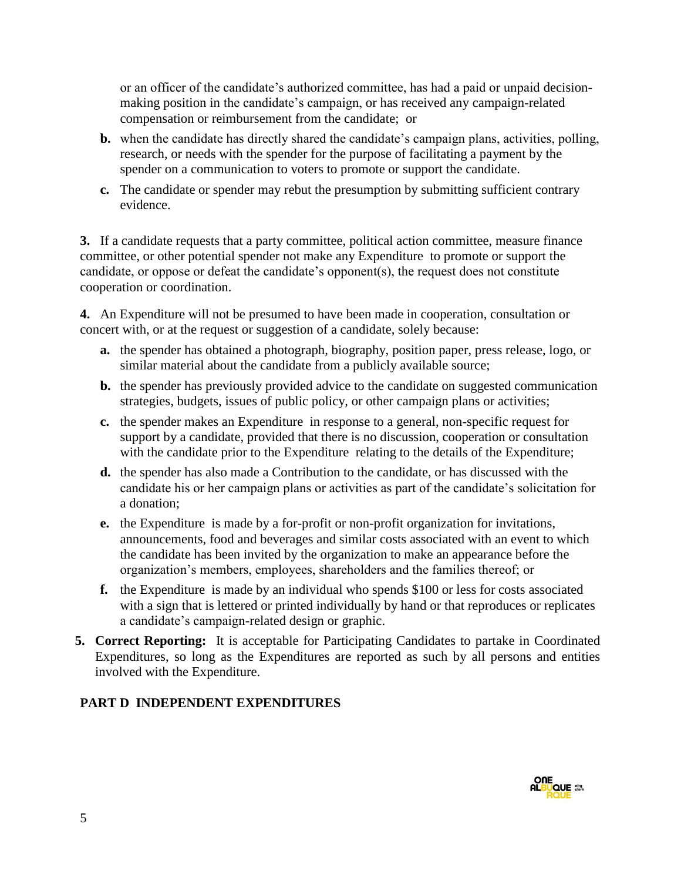or an officer of the candidate's authorized committee, has had a paid or unpaid decision-making position in the candidate's campaign, or has received any campaign-related compensation or reimbursement from the candidate; or

- **b.** when the candidate has directly shared the candidate's campaign plans, activities, polling, research, or needs with the spender for the purpose of facilitating a payment by the spender on a communication to voters to promote or support the candidate.
- **c.** The candidate or spender may rebut the presumption by submitting sufficient contrary evidence.

**3.** If a candidate requests that a party committee, political action committee, measure finance committee, or other potential spender not make any Expenditure to promote or support the candidate, or oppose or defeat the candidate's opponent(s), the request does not constitute cooperation or coordination.

**4.** An Expenditure will not be presumed to have been made in cooperation, consultation or concert with, or at the request or suggestion of a candidate, solely because:

- **a.** the spender has obtained a photograph, biography, position paper, press release, logo, or similar material about the candidate from a publicly available source;
- **b.** the spender has previously provided advice to the candidate on suggested communication strategies, budgets, issues of public policy, or other campaign plans or activities;
- **c.** the spender makes an Expenditure in response to a general, non-specific request for support by a candidate, provided that there is no discussion, cooperation or consultation with the candidate prior to the Expenditure relating to the details of the Expenditure;
- **d.** the spender has also made a Contribution to the candidate, or has discussed with the candidate his or her campaign plans or activities as part of the candidate's solicitation for a donation;
- **e.** the Expenditure is made by a for-profit or non-profit organization for invitations, announcements, food and beverages and similar costs associated with an event to which the candidate has been invited by the organization to make an appearance before the organization's members, employees, shareholders and the families thereof; or
- **f.** the Expenditure is made by an individual who spends $100 or less for costs associated with a sign that is lettered or printed individually by hand or that reproduces or replicates a candidate's campaign-related design or graphic.

**5. Correct Reporting:** It is acceptable for Participating Candidates to partake in Coordinated Expenditures, so long as the Expenditures are reported as such by all persons and entities involved with the Expenditure.

## PART D INDEPENDENT EXPENDITURES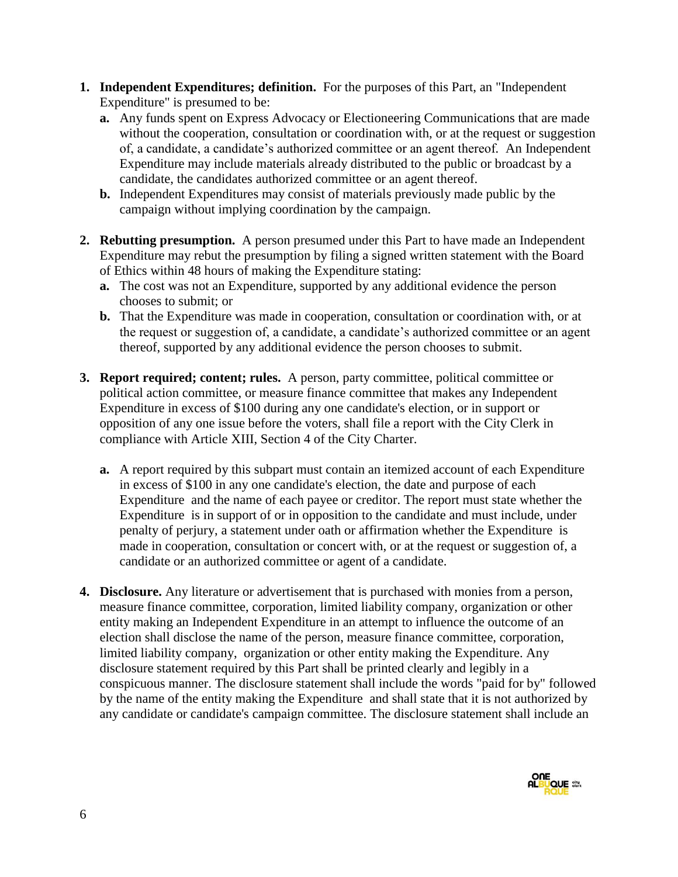1. **Independent Expenditures; definition.** For the purposes of this Part, an "Independent Expenditure" is presumed to be:
   - **a.** Any funds spent on Express Advocacy or Electioneering Communications that are made without the cooperation, consultation or coordination with, or at the request or suggestion of, a candidate, a candidate's authorized committee or an agent thereof. An Independent Expenditure may include materials already distributed to the public or broadcast by a candidate, the candidates authorized committee or an agent thereof.
   - **b.** Independent Expenditures may consist of materials previously made public by the campaign without implying coordination by the campaign.

2. **Rebutting presumption.** A person presumed under this Part to have made an Independent Expenditure may rebut the presumption by filing a signed written statement with the Board of Ethics within 48 hours of making the Expenditure stating:
   - **a.** The cost was not an Expenditure, supported by any additional evidence the person chooses to submit; or
   - **b.** That the Expenditure was made in cooperation, consultation or coordination with, or at the request or suggestion of, a candidate, a candidate's authorized committee or an agent thereof, supported by any additional evidence the person chooses to submit.

3. **Report required; content; rules.** A person, party committee, political committee or political action committee, or measure finance committee that makes any Independent Expenditure in excess of $100 during any one candidate's election, or in support or opposition of any one issue before the voters, shall file a report with the City Clerk in compliance with Article XIII, Section 4 of the City Charter.
   - **a.** A report required by this subpart must contain an itemized account of each Expenditure in excess of $100 in any one candidate's election, the date and purpose of each Expenditure and the name of each payee or creditor. The report must state whether the Expenditure is in support of or in opposition to the candidate and must include, under penalty of perjury, a statement under oath or affirmation whether the Expenditure is made in cooperation, consultation or concert with, or at the request or suggestion of, a candidate or an authorized committee or agent of a candidate.

4. **Disclosure.** Any literature or advertisement that is purchased with monies from a person, measure finance committee, corporation, limited liability company, organization or other entity making an Independent Expenditure in an attempt to influence the outcome of an election shall disclose the name of the person, measure finance committee, corporation, limited liability company, organization or other entity making the Expenditure. Any disclosure statement required by this Part shall be printed clearly and legibly in a conspicuous manner. The disclosure statement shall include the words "paid for by" followed by the name of the entity making the Expenditure and shall state that it is not authorized by any candidate or candidate's campaign committee. The disclosure statement shall include an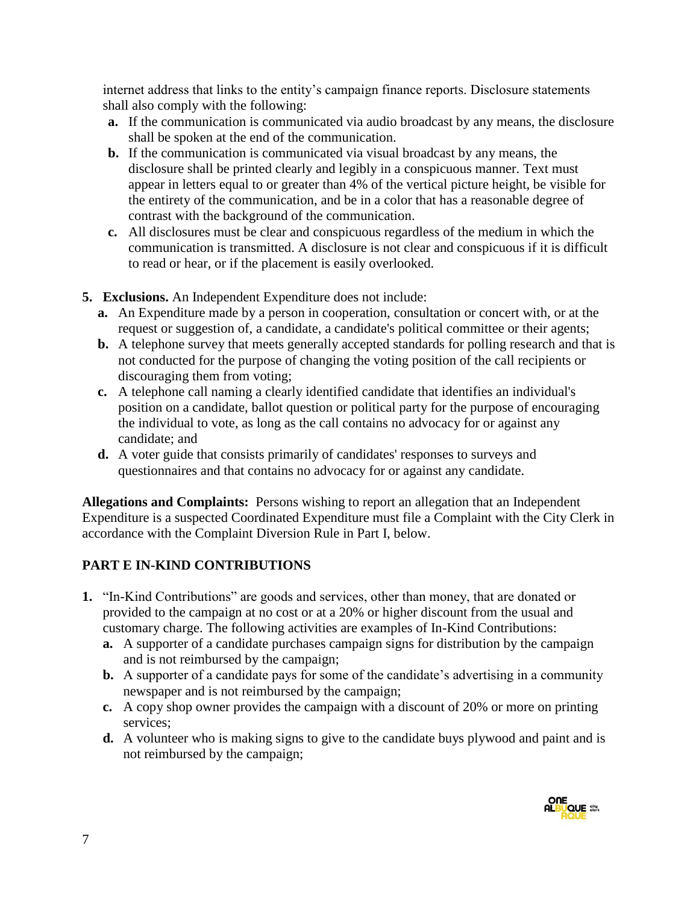internet address that links to the entity's campaign finance reports. Disclosure statements shall also comply with the following:

   - **a.** If the communication is communicated via audio broadcast by any means, the disclosure shall be spoken at the end of the communication.
   - **b.** If the communication is communicated via visual broadcast by any means, the disclosure shall be printed clearly and legibly in a conspicuous manner. Text must appear in letters equal to or greater than 4% of the vertical picture height, be visible for the entirety of the communication, and be in a color that has a reasonable degree of contrast with the background of the communication.
   - **c.** All disclosures must be clear and conspicuous regardless of the medium in which the communication is transmitted. A disclosure is not clear and conspicuous if it is difficult to read or hear, or if the placement is easily overlooked.

**5. Exclusions.** An Independent Expenditure does not include:

   - **a.** An Expenditure made by a person in cooperation, consultation or concert with, or at the request or suggestion of, a candidate, a candidate's political committee or their agents;
   - **b.** A telephone survey that meets generally accepted standards for polling research and that is not conducted for the purpose of changing the voting position of the call recipients or discouraging them from voting;
   - **c.** A telephone call naming a clearly identified candidate that identifies an individual's position on a candidate, ballot question or political party for the purpose of encouraging the individual to vote, as long as the call contains no advocacy for or against any candidate; and
   - **d.** A voter guide that consists primarily of candidates' responses to surveys and questionnaires and that contains no advocacy for or against any candidate.

**Allegations and Complaints:** Persons wishing to report an allegation that an Independent Expenditure is a suspected Coordinated Expenditure must file a Complaint with the City Clerk in accordance with the Complaint Diversion Rule in Part I, below.

## PART E IN-KIND CONTRIBUTIONS

**1.** "In-Kind Contributions" are goods and services, other than money, that are donated or provided to the campaign at no cost or at a 20% or higher discount from the usual and customary charge. The following activities are examples of In-Kind Contributions:

   - **a.** A supporter of a candidate purchases campaign signs for distribution by the campaign and is not reimbursed by the campaign;
   - **b.** A supporter of a candidate pays for some of the candidate's advertising in a community newspaper and is not reimbursed by the campaign;
   - **c.** A copy shop owner provides the campaign with a discount of 20% or more on printing services;
   - **d.** A volunteer who is making signs to give to the candidate buys plywood and paint and is not reimbursed by the campaign;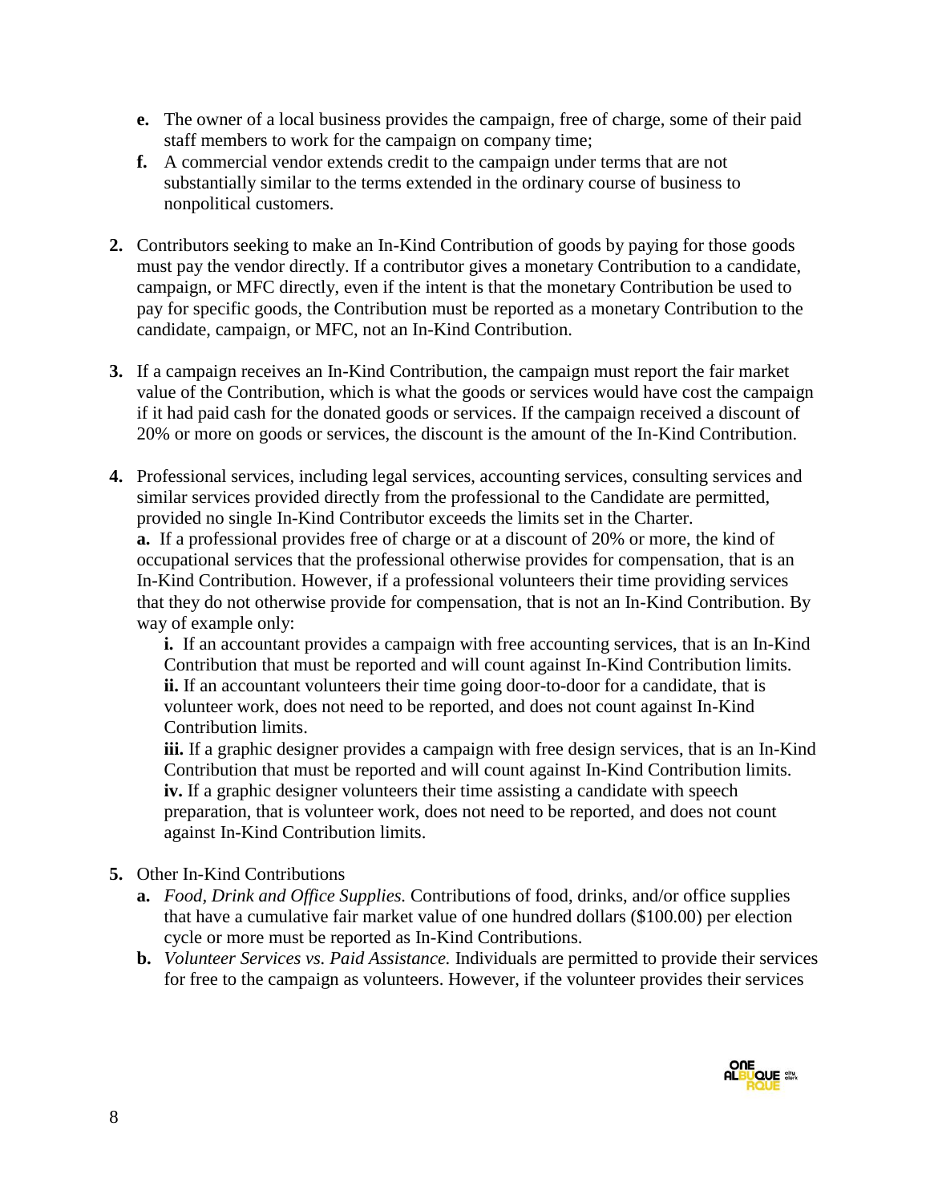- **e.** The owner of a local business provides the campaign, free of charge, some of their paid staff members to work for the campaign on company time;
   - **f.** A commercial vendor extends credit to the campaign under terms that are not substantially similar to the terms extended in the ordinary course of business to nonpolitical customers.

**2.** Contributors seeking to make an In-Kind Contribution of goods by paying for those goods must pay the vendor directly. If a contributor gives a monetary Contribution to a candidate, campaign, or MFC directly, even if the intent is that the monetary Contribution be used to pay for specific goods, the Contribution must be reported as a monetary Contribution to the candidate, campaign, or MFC, not an In-Kind Contribution.

**3.** If a campaign receives an In-Kind Contribution, the campaign must report the fair market value of the Contribution, which is what the goods or services would have cost the campaign if it had paid cash for the donated goods or services. If the campaign received a discount of 20% or more on goods or services, the discount is the amount of the In-Kind Contribution.

**4.** Professional services, including legal services, accounting services, consulting services and similar services provided directly from the professional to the Candidate are permitted, provided no single In-Kind Contributor exceeds the limits set in the Charter.
   **a.** If a professional provides free of charge or at a discount of 20% or more, the kind of occupational services that the professional otherwise provides for compensation, that is an In-Kind Contribution. However, if a professional volunteers their time providing services that they do not otherwise provide for compensation, that is not an In-Kind Contribution. By way of example only:
      **i.** If an accountant provides a campaign with free accounting services, that is an In-Kind Contribution that must be reported and will count against In-Kind Contribution limits.
      **ii.** If an accountant volunteers their time going door-to-door for a candidate, that is volunteer work, does not need to be reported, and does not count against In-Kind Contribution limits.
      **iii.** If a graphic designer provides a campaign with free design services, that is an In-Kind Contribution that must be reported and will count against In-Kind Contribution limits.
      **iv.** If a graphic designer volunteers their time assisting a candidate with speech preparation, that is volunteer work, does not need to be reported, and does not count against In-Kind Contribution limits.

**5.** Other In-Kind Contributions
   - **a.** *Food, Drink and Office Supplies.* Contributions of food, drinks, and/or office supplies that have a cumulative fair market value of one hundred dollars ($100.00) per election cycle or more must be reported as In-Kind Contributions.
   - **b.** *Volunteer Services vs. Paid Assistance.* Individuals are permitted to provide their services for free to the campaign as volunteers. However, if the volunteer provides their services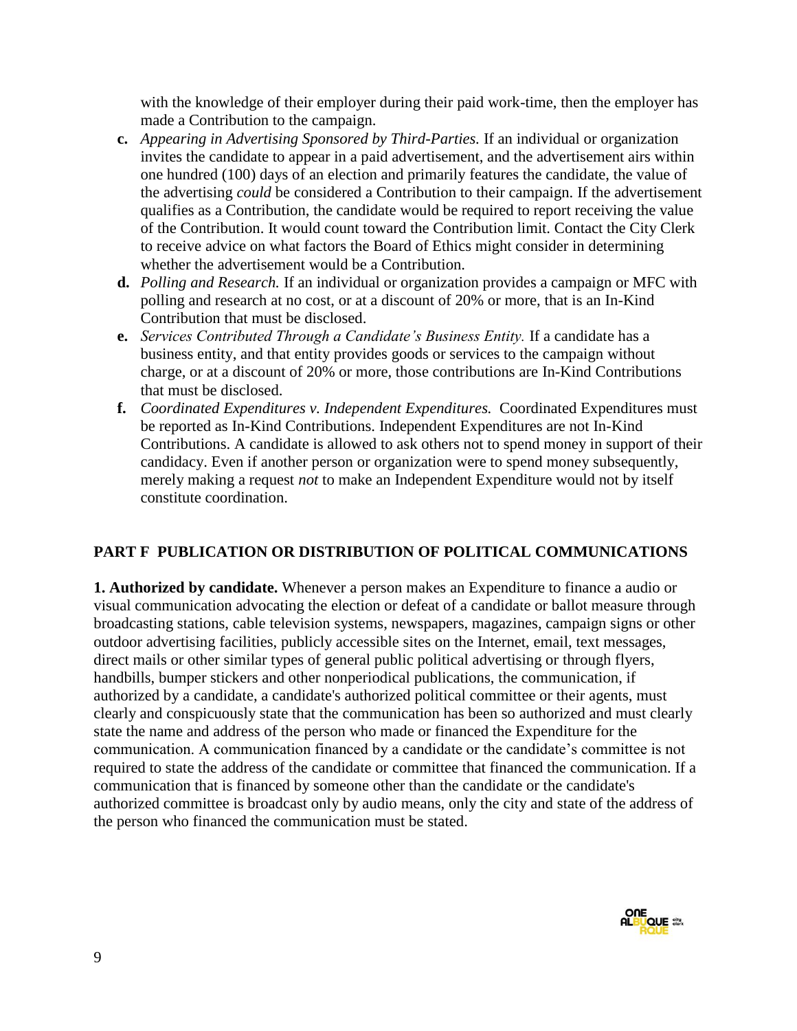with the knowledge of their employer during their paid work-time, then the employer has made a Contribution to the campaign.

- **c.** *Appearing in Advertising Sponsored by Third-Parties.* If an individual or organization invites the candidate to appear in a paid advertisement, and the advertisement airs within one hundred (100) days of an election and primarily features the candidate, the value of the advertising *could* be considered a Contribution to their campaign. If the advertisement qualifies as a Contribution, the candidate would be required to report receiving the value of the Contribution. It would count toward the Contribution limit. Contact the City Clerk to receive advice on what factors the Board of Ethics might consider in determining whether the advertisement would be a Contribution.
- **d.** *Polling and Research.* If an individual or organization provides a campaign or MFC with polling and research at no cost, or at a discount of 20% or more, that is an In-Kind Contribution that must be disclosed.
- **e.** *Services Contributed Through a Candidate's Business Entity.* If a candidate has a business entity, and that entity provides goods or services to the campaign without charge, or at a discount of 20% or more, those contributions are In-Kind Contributions that must be disclosed.
- **f.** *Coordinated Expenditures v. Independent Expenditures.* Coordinated Expenditures must be reported as In-Kind Contributions. Independent Expenditures are not In-Kind Contributions. A candidate is allowed to ask others not to spend money in support of their candidacy. Even if another person or organization were to spend money subsequently, merely making a request *not* to make an Independent Expenditure would not by itself constitute coordination.

## PART F PUBLICATION OR DISTRIBUTION OF POLITICAL COMMUNICATIONS

**1. Authorized by candidate.** Whenever a person makes an Expenditure to finance a audio or visual communication advocating the election or defeat of a candidate or ballot measure through broadcasting stations, cable television systems, newspapers, magazines, campaign signs or other outdoor advertising facilities, publicly accessible sites on the Internet, email, text messages, direct mails or other similar types of general public political advertising or through flyers, handbills, bumper stickers and other nonperiodical publications, the communication, if authorized by a candidate, a candidate's authorized political committee or their agents, must clearly and conspicuously state that the communication has been so authorized and must clearly state the name and address of the person who made or financed the Expenditure for the communication. A communication financed by a candidate or the candidate's committee is not required to state the address of the candidate or committee that financed the communication. If a communication that is financed by someone other than the candidate or the candidate's authorized committee is broadcast only by audio means, only the city and state of the address of the person who financed the communication must be stated.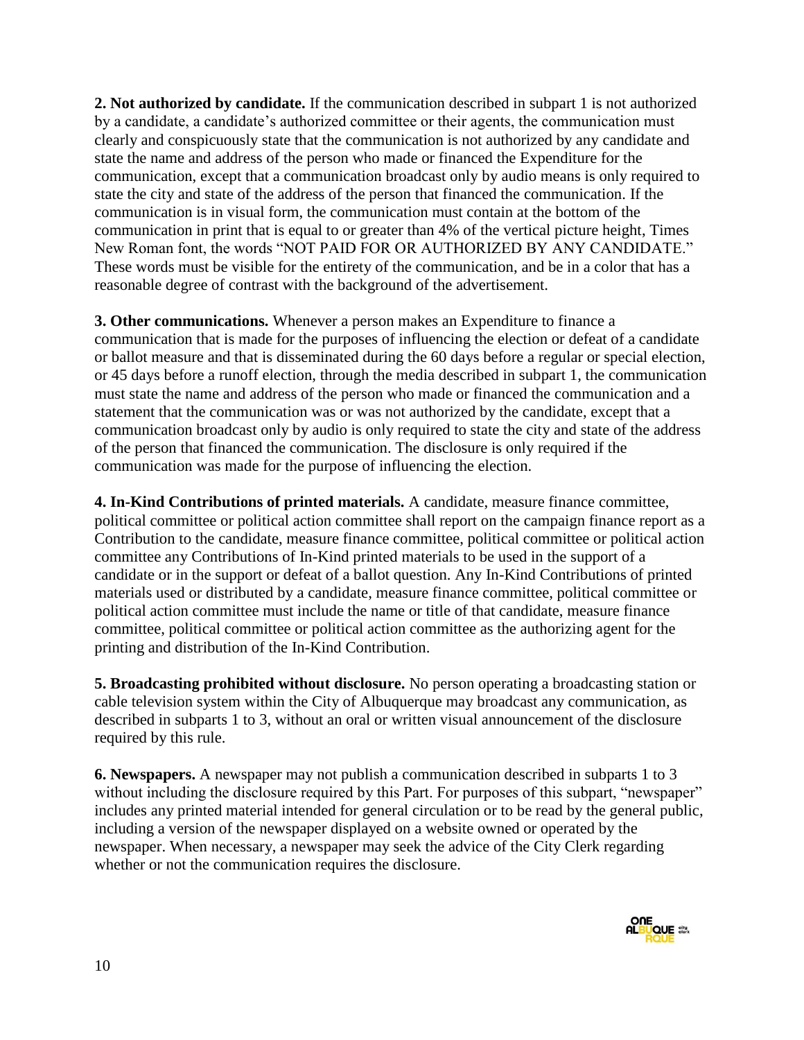**2. Not authorized by candidate.** If the communication described in subpart 1 is not authorized by a candidate, a candidate's authorized committee or their agents, the communication must clearly and conspicuously state that the communication is not authorized by any candidate and state the name and address of the person who made or financed the Expenditure for the communication, except that a communication broadcast only by audio means is only required to state the city and state of the address of the person that financed the communication. If the communication is in visual form, the communication must contain at the bottom of the communication in print that is equal to or greater than 4% of the vertical picture height, Times New Roman font, the words "NOT PAID FOR OR AUTHORIZED BY ANY CANDIDATE." These words must be visible for the entirety of the communication, and be in a color that has a reasonable degree of contrast with the background of the advertisement.

**3. Other communications.** Whenever a person makes an Expenditure to finance a communication that is made for the purposes of influencing the election or defeat of a candidate or ballot measure and that is disseminated during the 60 days before a regular or special election, or 45 days before a runoff election, through the media described in subpart 1, the communication must state the name and address of the person who made or financed the communication and a statement that the communication was or was not authorized by the candidate, except that a communication broadcast only by audio is only required to state the city and state of the address of the person that financed the communication. The disclosure is only required if the communication was made for the purpose of influencing the election.

**4. In-Kind Contributions of printed materials.** A candidate, measure finance committee, political committee or political action committee shall report on the campaign finance report as a Contribution to the candidate, measure finance committee, political committee or political action committee any Contributions of In-Kind printed materials to be used in the support of a candidate or in the support or defeat of a ballot question. Any In-Kind Contributions of printed materials used or distributed by a candidate, measure finance committee, political committee or political action committee must include the name or title of that candidate, measure finance committee, political committee or political action committee as the authorizing agent for the printing and distribution of the In-Kind Contribution.

**5. Broadcasting prohibited without disclosure.** No person operating a broadcasting station or cable television system within the City of Albuquerque may broadcast any communication, as described in subparts 1 to 3, without an oral or written visual announcement of the disclosure required by this rule.

**6. Newspapers.** A newspaper may not publish a communication described in subparts 1 to 3 without including the disclosure required by this Part. For purposes of this subpart, "newspaper" includes any printed material intended for general circulation or to be read by the general public, including a version of the newspaper displayed on a website owned or operated by the newspaper. When necessary, a newspaper may seek the advice of the City Clerk regarding whether or not the communication requires the disclosure.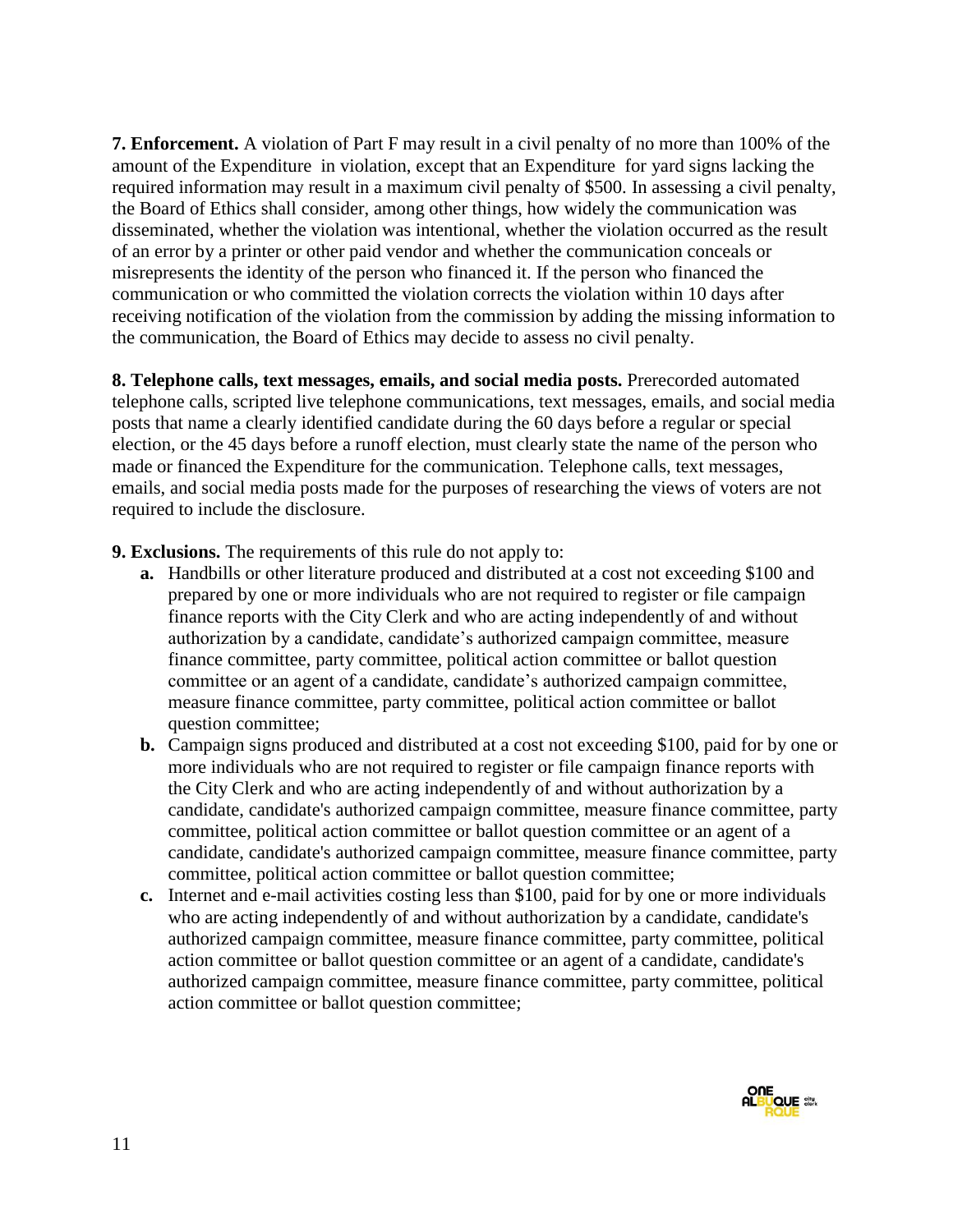**7. Enforcement.** A violation of Part F may result in a civil penalty of no more than 100% of the amount of the Expenditure in violation, except that an Expenditure for yard signs lacking the required information may result in a maximum civil penalty of $500. In assessing a civil penalty, the Board of Ethics shall consider, among other things, how widely the communication was disseminated, whether the violation was intentional, whether the violation occurred as the result of an error by a printer or other paid vendor and whether the communication conceals or misrepresents the identity of the person who financed it. If the person who financed the communication or who committed the violation corrects the violation within 10 days after receiving notification of the violation from the commission by adding the missing information to the communication, the Board of Ethics may decide to assess no civil penalty.

**8. Telephone calls, text messages, emails, and social media posts.** Prerecorded automated telephone calls, scripted live telephone communications, text messages, emails, and social media posts that name a clearly identified candidate during the 60 days before a regular or special election, or the 45 days before a runoff election, must clearly state the name of the person who made or financed the Expenditure for the communication. Telephone calls, text messages, emails, and social media posts made for the purposes of researching the views of voters are not required to include the disclosure.

**9. Exclusions.** The requirements of this rule do not apply to:

- **a.** Handbills or other literature produced and distributed at a cost not exceeding $100 and prepared by one or more individuals who are not required to register or file campaign finance reports with the City Clerk and who are acting independently of and without authorization by a candidate, candidate's authorized campaign committee, measure finance committee, party committee, political action committee or ballot question committee or an agent of a candidate, candidate's authorized campaign committee, measure finance committee, party committee, political action committee or ballot question committee;
- **b.** Campaign signs produced and distributed at a cost not exceeding $100, paid for by one or more individuals who are not required to register or file campaign finance reports with the City Clerk and who are acting independently of and without authorization by a candidate, candidate's authorized campaign committee, measure finance committee, party committee, political action committee or ballot question committee or an agent of a candidate, candidate's authorized campaign committee, measure finance committee, party committee, political action committee or ballot question committee;
- **c.** Internet and e-mail activities costing less than $100, paid for by one or more individuals who are acting independently of and without authorization by a candidate, candidate's authorized campaign committee, measure finance committee, party committee, political action committee or ballot question committee or an agent of a candidate, candidate's authorized campaign committee, measure finance committee, party committee, political action committee or ballot question committee;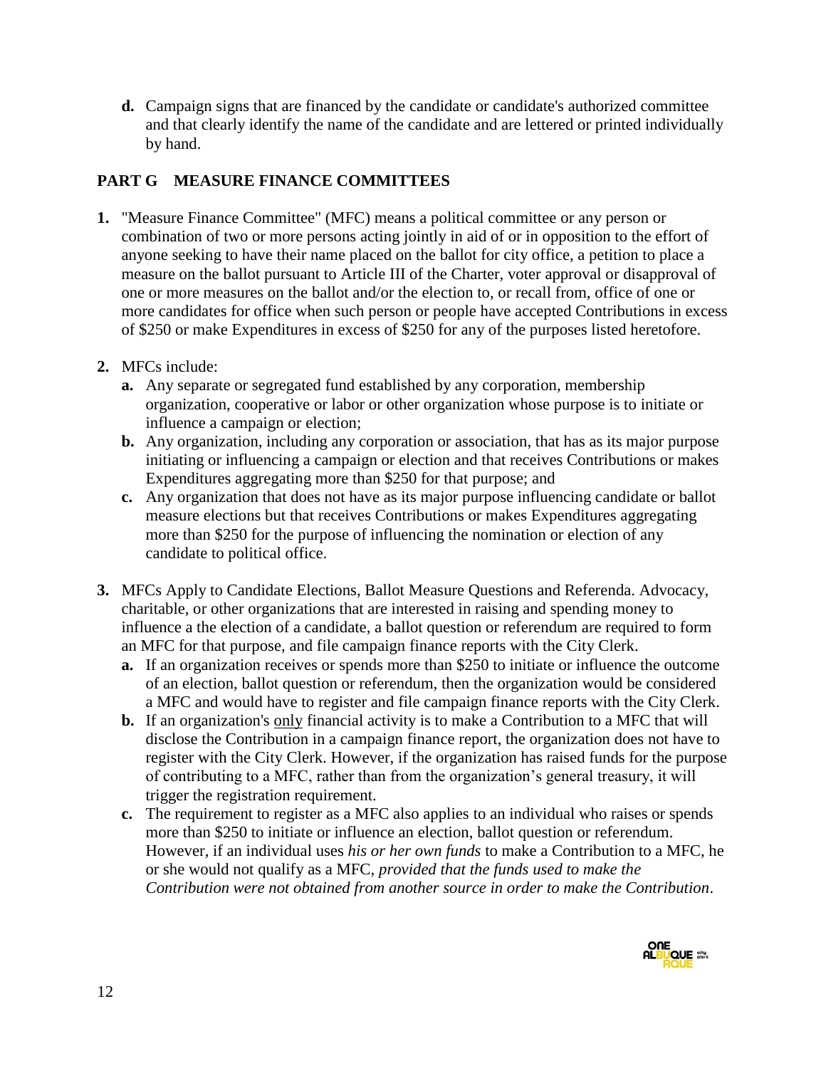**d.** Campaign signs that are financed by the candidate or candidate's authorized committee and that clearly identify the name of the candidate and are lettered or printed individually by hand.

## PART G MEASURE FINANCE COMMITTEES

**1.** "Measure Finance Committee" (MFC) means a political committee or any person or combination of two or more persons acting jointly in aid of or in opposition to the effort of anyone seeking to have their name placed on the ballot for city office, a petition to place a measure on the ballot pursuant to Article III of the Charter, voter approval or disapproval of one or more measures on the ballot and/or the election to, or recall from, office of one or more candidates for office when such person or people have accepted Contributions in excess of $250 or make Expenditures in excess of $250 for any of the purposes listed heretofore.

**2.** MFCs include:

- **a.** Any separate or segregated fund established by any corporation, membership organization, cooperative or labor or other organization whose purpose is to initiate or influence a campaign or election;
- **b.** Any organization, including any corporation or association, that has as its major purpose initiating or influencing a campaign or election and that receives Contributions or makes Expenditures aggregating more than $250 for that purpose; and
- **c.** Any organization that does not have as its major purpose influencing candidate or ballot measure elections but that receives Contributions or makes Expenditures aggregating more than $250 for the purpose of influencing the nomination or election of any candidate to political office.

**3.** MFCs Apply to Candidate Elections, Ballot Measure Questions and Referenda. Advocacy, charitable, or other organizations that are interested in raising and spending money to influence a the election of a candidate, a ballot question or referendum are required to form an MFC for that purpose, and file campaign finance reports with the City Clerk.

- **a.** If an organization receives or spends more than $250 to initiate or influence the outcome of an election, ballot question or referendum, then the organization would be considered a MFC and would have to register and file campaign finance reports with the City Clerk.
- **b.** If an organization's <u>only</u> financial activity is to make a Contribution to a MFC that will disclose the Contribution in a campaign finance report, the organization does not have to register with the City Clerk. However, if the organization has raised funds for the purpose of contributing to a MFC, rather than from the organization's general treasury, it will trigger the registration requirement.
- **c.** The requirement to register as a MFC also applies to an individual who raises or spends more than $250 to initiate or influence an election, ballot question or referendum. However, if an individual uses *his or her own funds* to make a Contribution to a MFC, he or she would not qualify as a MFC, *provided that the funds used to make the Contribution were not obtained from another source in order to make the Contribution*.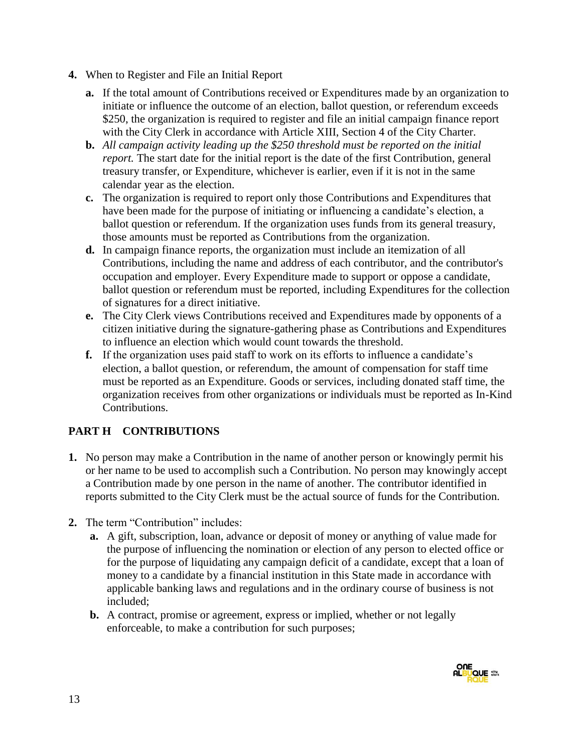**4.** When to Register and File an Initial Report

   **a.** If the total amount of Contributions received or Expenditures made by an organization to initiate or influence the outcome of an election, ballot question, or referendum exceeds $250, the organization is required to register and file an initial campaign finance report with the City Clerk in accordance with Article XIII, Section 4 of the City Charter.

   **b.** *All campaign activity leading up the $250 threshold must be reported on the initial report.* The start date for the initial report is the date of the first Contribution, general treasury transfer, or Expenditure, whichever is earlier, even if it is not in the same calendar year as the election.

   **c.** The organization is required to report only those Contributions and Expenditures that have been made for the purpose of initiating or influencing a candidate's election, a ballot question or referendum. If the organization uses funds from its general treasury, those amounts must be reported as Contributions from the organization.

   **d.** In campaign finance reports, the organization must include an itemization of all Contributions, including the name and address of each contributor, and the contributor's occupation and employer. Every Expenditure made to support or oppose a candidate, ballot question or referendum must be reported, including Expenditures for the collection of signatures for a direct initiative.

   **e.** The City Clerk views Contributions received and Expenditures made by opponents of a citizen initiative during the signature-gathering phase as Contributions and Expenditures to influence an election which would count towards the threshold.

   **f.** If the organization uses paid staff to work on its efforts to influence a candidate's election, a ballot question, or referendum, the amount of compensation for staff time must be reported as an Expenditure. Goods or services, including donated staff time, the organization receives from other organizations or individuals must be reported as In-Kind Contributions.

## PART H CONTRIBUTIONS

**1.** No person may make a Contribution in the name of another person or knowingly permit his or her name to be used to accomplish such a Contribution. No person may knowingly accept a Contribution made by one person in the name of another. The contributor identified in reports submitted to the City Clerk must be the actual source of funds for the Contribution.

**2.** The term "Contribution" includes:

   **a.** A gift, subscription, loan, advance or deposit of money or anything of value made for the purpose of influencing the nomination or election of any person to elected office or for the purpose of liquidating any campaign deficit of a candidate, except that a loan of money to a candidate by a financial institution in this State made in accordance with applicable banking laws and regulations and in the ordinary course of business is not included;

   **b.** A contract, promise or agreement, express or implied, whether or not legally enforceable, to make a contribution for such purposes;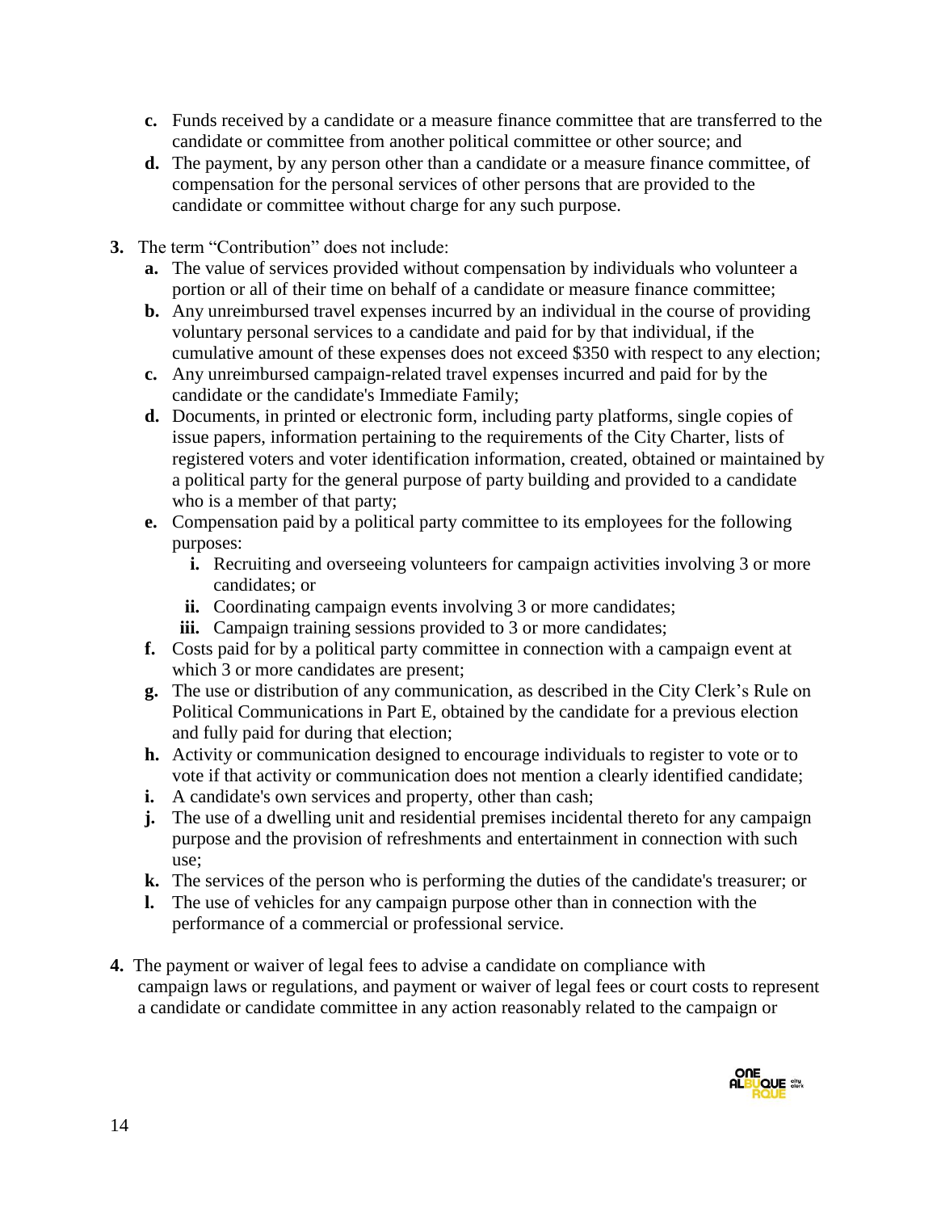- **c.** Funds received by a candidate or a measure finance committee that are transferred to the candidate or committee from another political committee or other source; and
- **d.** The payment, by any person other than a candidate or a measure finance committee, of compensation for the personal services of other persons that are provided to the candidate or committee without charge for any such purpose.

**3.** The term "Contribution" does not include:

- **a.** The value of services provided without compensation by individuals who volunteer a portion or all of their time on behalf of a candidate or measure finance committee;
- **b.** Any unreimbursed travel expenses incurred by an individual in the course of providing voluntary personal services to a candidate and paid for by that individual, if the cumulative amount of these expenses does not exceed $350 with respect to any election;
- **c.** Any unreimbursed campaign-related travel expenses incurred and paid for by the candidate or the candidate's Immediate Family;
- **d.** Documents, in printed or electronic form, including party platforms, single copies of issue papers, information pertaining to the requirements of the City Charter, lists of registered voters and voter identification information, created, obtained or maintained by a political party for the general purpose of party building and provided to a candidate who is a member of that party;
- **e.** Compensation paid by a political party committee to its employees for the following purposes:
  - **i.** Recruiting and overseeing volunteers for campaign activities involving 3 or more candidates; or
  - **ii.** Coordinating campaign events involving 3 or more candidates;
  - **iii.** Campaign training sessions provided to 3 or more candidates;
- **f.** Costs paid for by a political party committee in connection with a campaign event at which 3 or more candidates are present;
- **g.** The use or distribution of any communication, as described in the City Clerk's Rule on Political Communications in Part E, obtained by the candidate for a previous election and fully paid for during that election;
- **h.** Activity or communication designed to encourage individuals to register to vote or to vote if that activity or communication does not mention a clearly identified candidate;
- **i.** A candidate's own services and property, other than cash;
- **j.** The use of a dwelling unit and residential premises incidental thereto for any campaign purpose and the provision of refreshments and entertainment in connection with such use;
- **k.** The services of the person who is performing the duties of the candidate's treasurer; or
- **l.** The use of vehicles for any campaign purpose other than in connection with the performance of a commercial or professional service.

**4.** The payment or waiver of legal fees to advise a candidate on compliance with campaign laws or regulations, and payment or waiver of legal fees or court costs to represent a candidate or candidate committee in any action reasonably related to the campaign or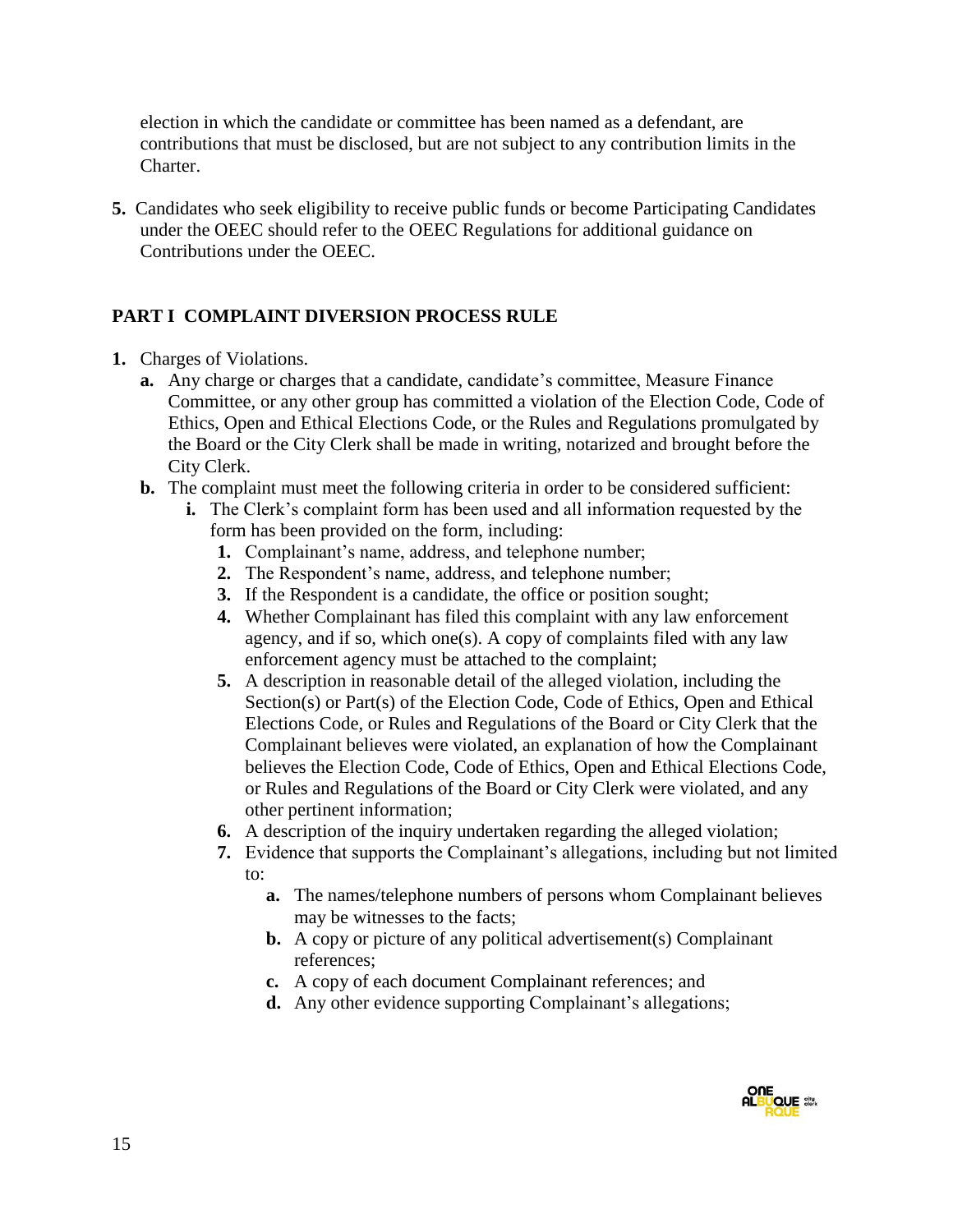election in which the candidate or committee has been named as a defendant, are contributions that must be disclosed, but are not subject to any contribution limits in the Charter.

**5.** Candidates who seek eligibility to receive public funds or become Participating Candidates under the OEEC should refer to the OEEC Regulations for additional guidance on Contributions under the OEEC.

## PART I COMPLAINT DIVERSION PROCESS RULE

**1.** Charges of Violations.

- **a.** Any charge or charges that a candidate, candidate's committee, Measure Finance Committee, or any other group has committed a violation of the Election Code, Code of Ethics, Open and Ethical Elections Code, or the Rules and Regulations promulgated by the Board or the City Clerk shall be made in writing, notarized and brought before the City Clerk.
- **b.** The complaint must meet the following criteria in order to be considered sufficient:
  - **i.** The Clerk's complaint form has been used and all information requested by the form has been provided on the form, including:
    - **1.** Complainant's name, address, and telephone number;
    - **2.** The Respondent's name, address, and telephone number;
    - **3.** If the Respondent is a candidate, the office or position sought;
    - **4.** Whether Complainant has filed this complaint with any law enforcement agency, and if so, which one(s). A copy of complaints filed with any law enforcement agency must be attached to the complaint;
    - **5.** A description in reasonable detail of the alleged violation, including the Section(s) or Part(s) of the Election Code, Code of Ethics, Open and Ethical Elections Code, or Rules and Regulations of the Board or City Clerk that the Complainant believes were violated, an explanation of how the Complainant believes the Election Code, Code of Ethics, Open and Ethical Elections Code, or Rules and Regulations of the Board or City Clerk were violated, and any other pertinent information;
    - **6.** A description of the inquiry undertaken regarding the alleged violation;
    - **7.** Evidence that supports the Complainant's allegations, including but not limited to:
      - **a.** The names/telephone numbers of persons whom Complainant believes may be witnesses to the facts;
      - **b.** A copy or picture of any political advertisement(s) Complainant references;
      - **c.** A copy of each document Complainant references; and
      - **d.** Any other evidence supporting Complainant's allegations;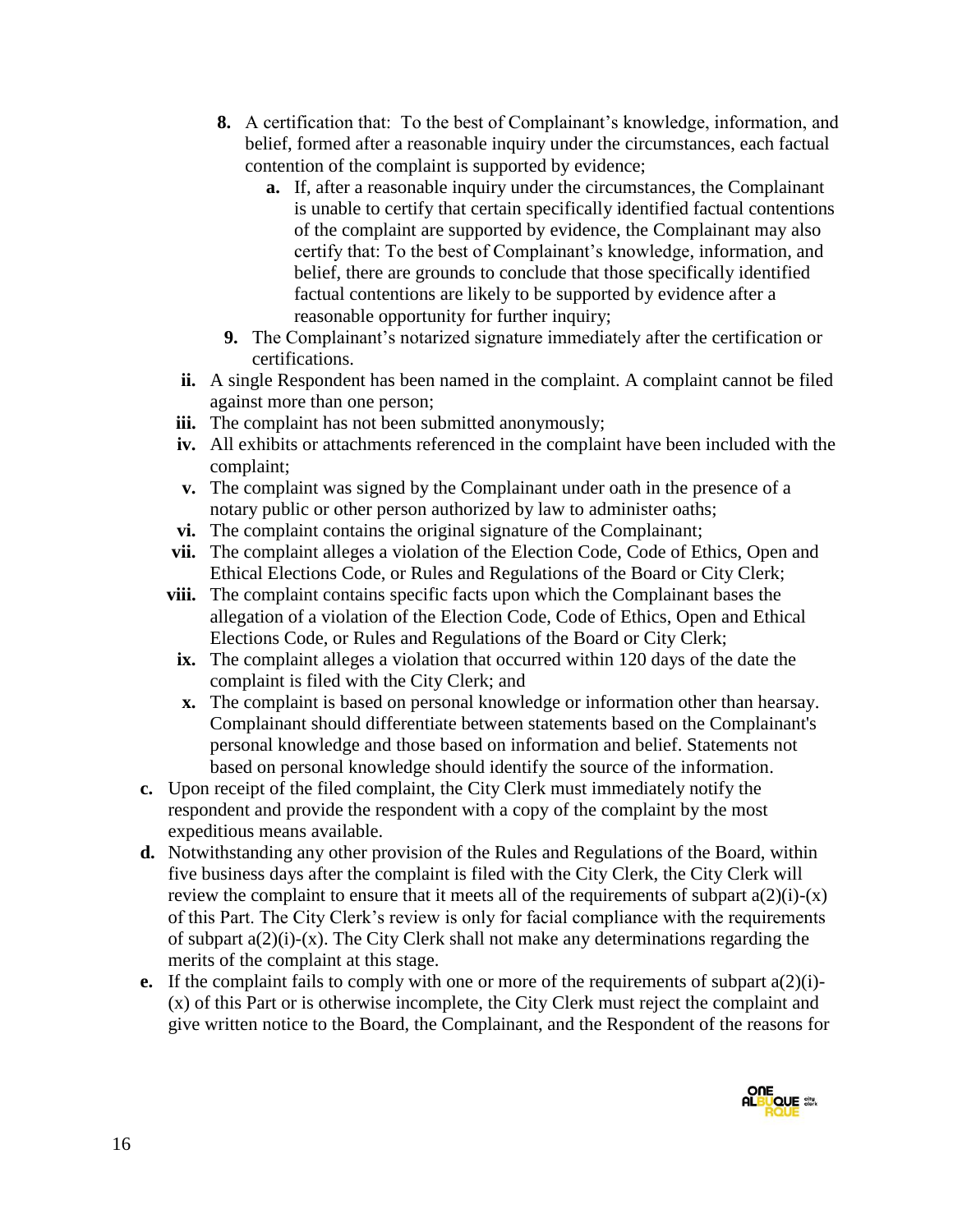8. A certification that: To the best of Complainant's knowledge, information, and belief, formed after a reasonable inquiry under the circumstances, each factual contention of the complaint is supported by evidence;
    a. If, after a reasonable inquiry under the circumstances, the Complainant is unable to certify that certain specifically identified factual contentions of the complaint are supported by evidence, the Complainant may also certify that: To the best of Complainant's knowledge, information, and belief, there are grounds to conclude that those specifically identified factual contentions are likely to be supported by evidence after a reasonable opportunity for further inquiry;
9. The Complainant's notarized signature immediately after the certification or certifications.

ii. A single Respondent has been named in the complaint. A complaint cannot be filed against more than one person;

iii. The complaint has not been submitted anonymously;

iv. All exhibits or attachments referenced in the complaint have been included with the complaint;

v. The complaint was signed by the Complainant under oath in the presence of a notary public or other person authorized by law to administer oaths;

vi. The complaint contains the original signature of the Complainant;

vii. The complaint alleges a violation of the Election Code, Code of Ethics, Open and Ethical Elections Code, or Rules and Regulations of the Board or City Clerk;

viii. The complaint contains specific facts upon which the Complainant bases the allegation of a violation of the Election Code, Code of Ethics, Open and Ethical Elections Code, or Rules and Regulations of the Board or City Clerk;

ix. The complaint alleges a violation that occurred within 120 days of the date the complaint is filed with the City Clerk; and

x. The complaint is based on personal knowledge or information other than hearsay. Complainant should differentiate between statements based on the Complainant's personal knowledge and those based on information and belief. Statements not based on personal knowledge should identify the source of the information.

**c.** Upon receipt of the filed complaint, the City Clerk must immediately notify the respondent and provide the respondent with a copy of the complaint by the most expeditious means available.

**d.** Notwithstanding any other provision of the Rules and Regulations of the Board, within five business days after the complaint is filed with the City Clerk, the City Clerk will review the complaint to ensure that it meets all of the requirements of subpart a(2)(i)-(x) of this Part. The City Clerk's review is only for facial compliance with the requirements of subpart a(2)(i)-(x). The City Clerk shall not make any determinations regarding the merits of the complaint at this stage.

**e.** If the complaint fails to comply with one or more of the requirements of subpart a(2)(i)-(x) of this Part or is otherwise incomplete, the City Clerk must reject the complaint and give written notice to the Board, the Complainant, and the Respondent of the reasons for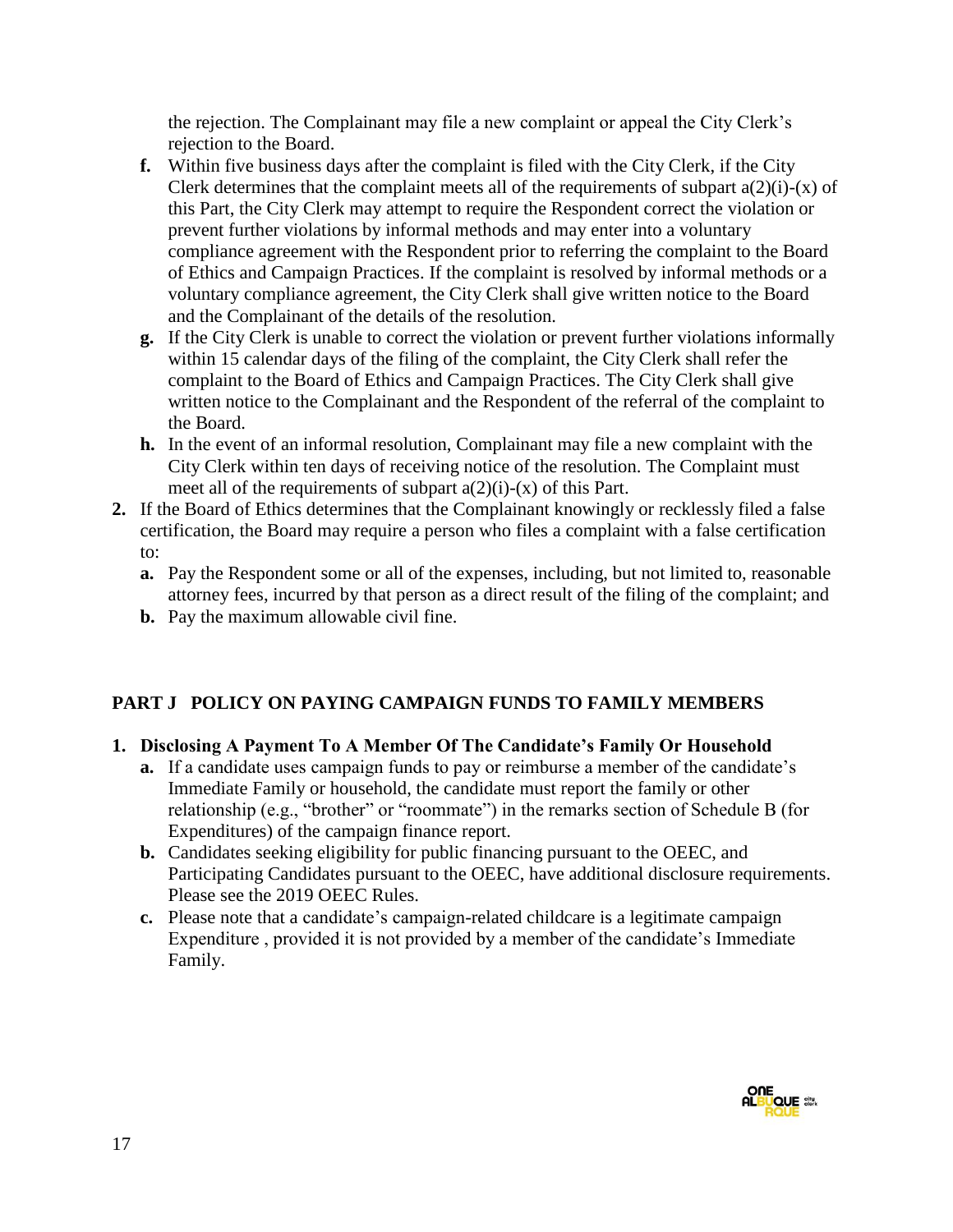the rejection. The Complainant may file a new complaint or appeal the City Clerk's rejection to the Board.

**f.** Within five business days after the complaint is filed with the City Clerk, if the City Clerk determines that the complaint meets all of the requirements of subpart a(2)(i)-(x) of this Part, the City Clerk may attempt to require the Respondent correct the violation or prevent further violations by informal methods and may enter into a voluntary compliance agreement with the Respondent prior to referring the complaint to the Board of Ethics and Campaign Practices. If the complaint is resolved by informal methods or a voluntary compliance agreement, the City Clerk shall give written notice to the Board and the Complainant of the details of the resolution.

**g.** If the City Clerk is unable to correct the violation or prevent further violations informally within 15 calendar days of the filing of the complaint, the City Clerk shall refer the complaint to the Board of Ethics and Campaign Practices. The City Clerk shall give written notice to the Complainant and the Respondent of the referral of the complaint to the Board.

**h.** In the event of an informal resolution, Complainant may file a new complaint with the City Clerk within ten days of receiving notice of the resolution. The Complaint must meet all of the requirements of subpart a(2)(i)-(x) of this Part.

**2.** If the Board of Ethics determines that the Complainant knowingly or recklessly filed a false certification, the Board may require a person who files a complaint with a false certification to:

**a.** Pay the Respondent some or all of the expenses, including, but not limited to, reasonable attorney fees, incurred by that person as a direct result of the filing of the complaint; and

**b.** Pay the maximum allowable civil fine.

## PART J POLICY ON PAYING CAMPAIGN FUNDS TO FAMILY MEMBERS

### 1. Disclosing A Payment To A Member Of The Candidate's Family Or Household

**a.** If a candidate uses campaign funds to pay or reimburse a member of the candidate's Immediate Family or household, the candidate must report the family or other relationship (e.g., "brother" or "roommate") in the remarks section of Schedule B (for Expenditures) of the campaign finance report.

**b.** Candidates seeking eligibility for public financing pursuant to the OEEC, and Participating Candidates pursuant to the OEEC, have additional disclosure requirements. Please see the 2019 OEEC Rules.

**c.** Please note that a candidate's campaign-related childcare is a legitimate campaign Expenditure , provided it is not provided by a member of the candidate's Immediate Family.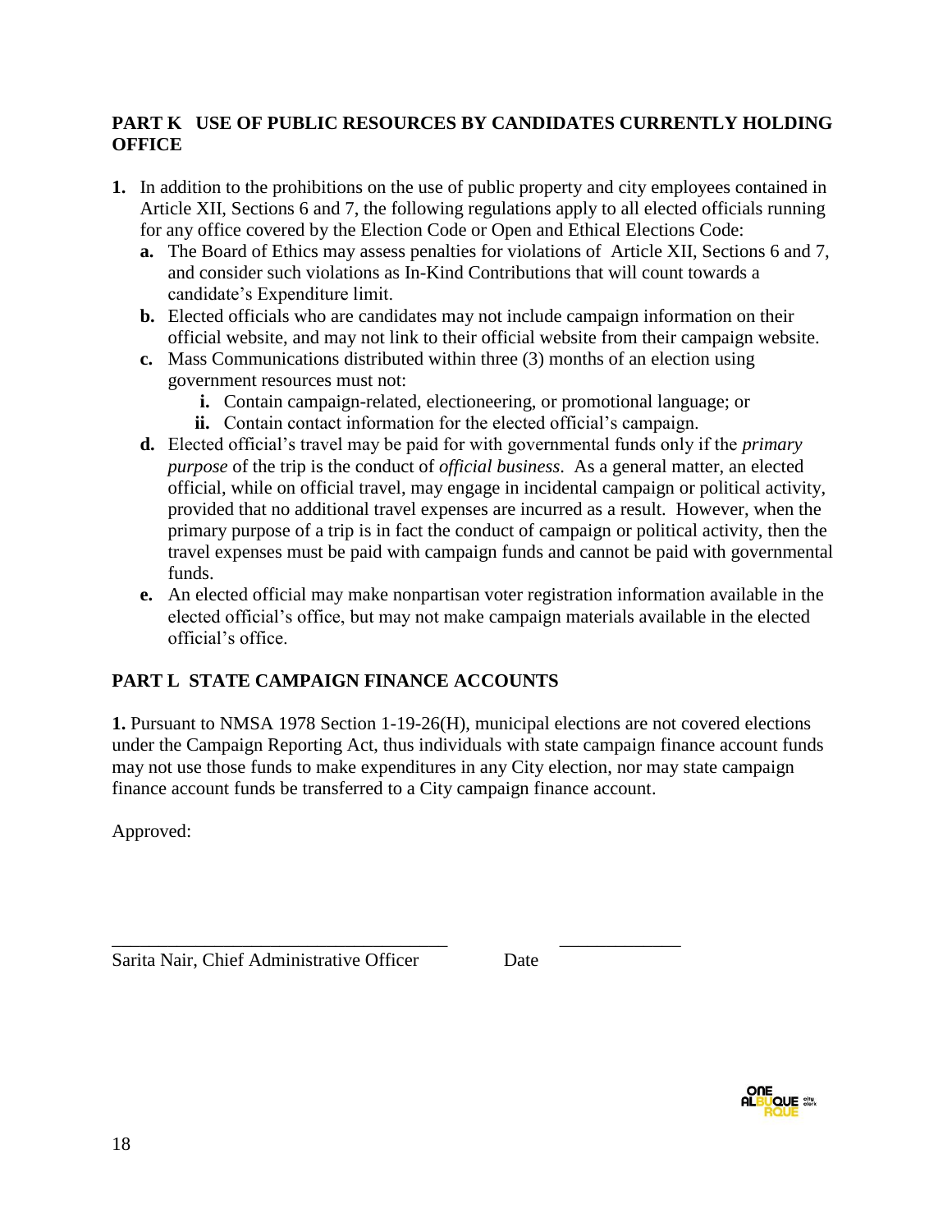## PART K USE OF PUBLIC RESOURCES BY CANDIDATES CURRENTLY HOLDING OFFICE

**1.** In addition to the prohibitions on the use of public property and city employees contained in Article XII, Sections 6 and 7, the following regulations apply to all elected officials running for any office covered by the Election Code or Open and Ethical Elections Code:

   **a.** The Board of Ethics may assess penalties for violations of Article XII, Sections 6 and 7, and consider such violations as In-Kind Contributions that will count towards a candidate's Expenditure limit.

   **b.** Elected officials who are candidates may not include campaign information on their official website, and may not link to their official website from their campaign website.

   **c.** Mass Communications distributed within three (3) months of an election using government resources must not:

      **i.** Contain campaign-related, electioneering, or promotional language; or

      **ii.** Contain contact information for the elected official's campaign.

   **d.** Elected official's travel may be paid for with governmental funds only if the *primary purpose* of the trip is the conduct of *official business*. As a general matter, an elected official, while on official travel, may engage in incidental campaign or political activity, provided that no additional travel expenses are incurred as a result. However, when the primary purpose of a trip is in fact the conduct of campaign or political activity, then the travel expenses must be paid with campaign funds and cannot be paid with governmental funds.

   **e.** An elected official may make nonpartisan voter registration information available in the elected official's office, but may not make campaign materials available in the elected official's office.

## PART L STATE CAMPAIGN FINANCE ACCOUNTS

**1.** Pursuant to NMSA 1978 Section 1-19-26(H), municipal elections are not covered elections under the Campaign Reporting Act, thus individuals with state campaign finance account funds may not use those funds to make expenditures in any City election, nor may state campaign finance account funds be transferred to a City campaign finance account.

Approved:

___________________________________ &nbsp;&nbsp;&nbsp;&nbsp;&nbsp;&nbsp;&nbsp;&nbsp; _____________

Sarita Nair, Chief Administrative Officer &nbsp;&nbsp;&nbsp;&nbsp; Date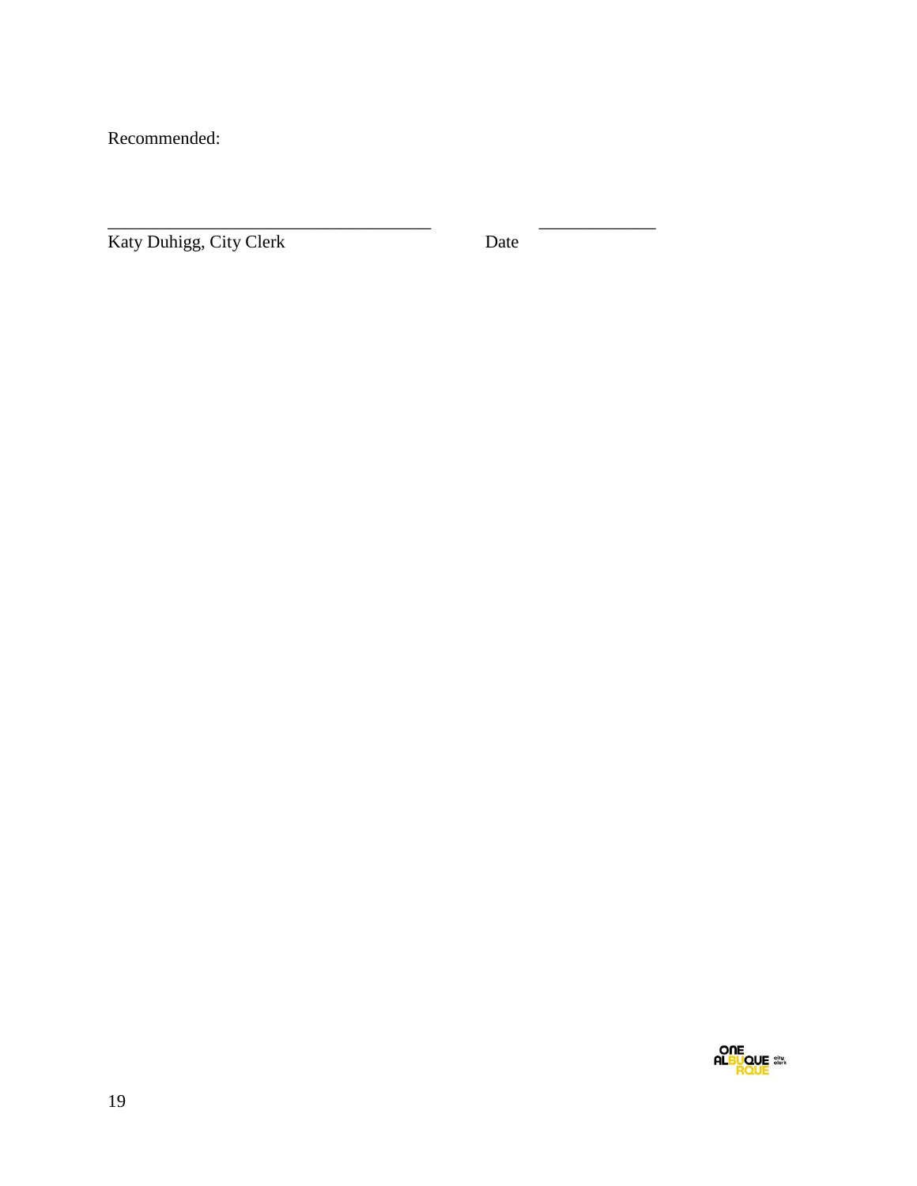Recommended:

_____________________________________ _____________

Katy Duhigg, City Clerk Date